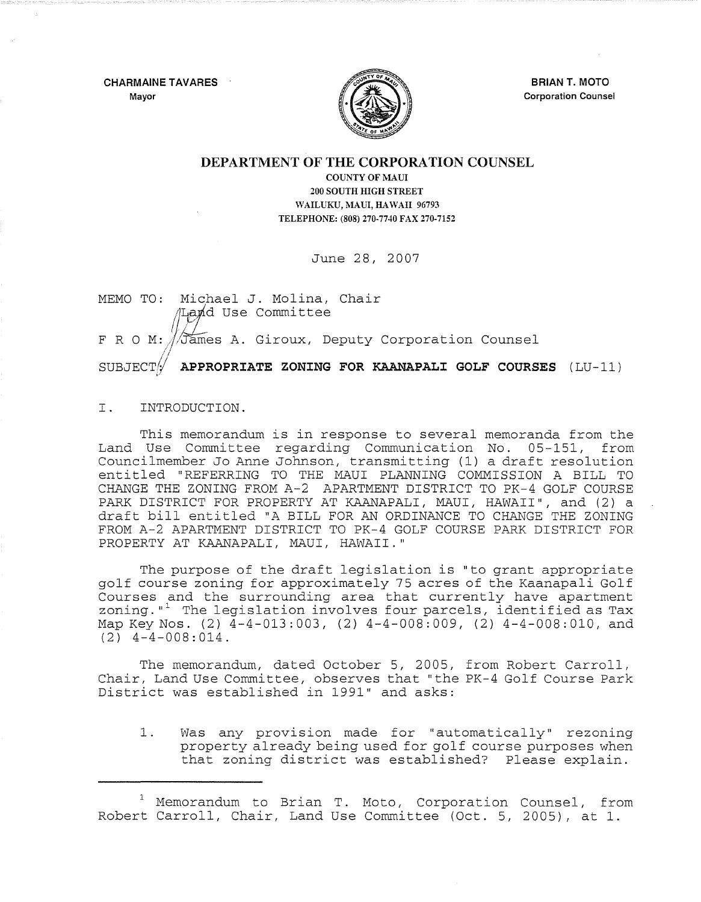CHARMAINE TAVARES
Mayor

BRIAN T. MOTO
Corporation Counsel

# DEPARTMENT OF THE CORPORATION COUNSEL

COUNTY OF MAUI
200 SOUTH HIGH STREET
WAILUKU, MAUI, HAWAII 96793
TELEPHONE: (808) 270-7740 FAX 270-7152

June 28, 2007

MEMO TO: Michael J. Molina, Chair
Land Use Committee

F R O M: James A. Giroux, Deputy Corporation Counsel

SUBJECT: **APPROPRIATE ZONING FOR KAANAPALI GOLF COURSES** (LU-11)

I. INTRODUCTION.

This memorandum is in response to several memoranda from the Land Use Committee regarding Communication No. 05-151, from Councilmember Jo Anne Johnson, transmitting (1) a draft resolution entitled "REFERRING TO THE MAUI PLANNING COMMISSION A BILL TO CHANGE THE ZONING FROM A-2 APARTMENT DISTRICT TO PK-4 GOLF COURSE PARK DISTRICT FOR PROPERTY AT KAANAPALI, MAUI, HAWAII", and (2) a draft bill entitled "A BILL FOR AN ORDINANCE TO CHANGE THE ZONING FROM A-2 APARTMENT DISTRICT TO PK-4 GOLF COURSE PARK DISTRICT FOR PROPERTY AT KAANAPALI, MAUI, HAWAII."

The purpose of the draft legislation is "to grant appropriate golf course zoning for approximately 75 acres of the Kaanapali Golf Courses and the surrounding area that currently have apartment zoning."[1] The legislation involves four parcels, identified as Tax Map Key Nos. (2) 4-4-013:003, (2) 4-4-008:009, (2) 4-4-008:010, and (2) 4-4-008:014.

The memorandum, dated October 5, 2005, from Robert Carroll, Chair, Land Use Committee, observes that "the PK-4 Golf Course Park District was established in 1991" and asks:

1. Was any provision made for "automatically" rezoning property already being used for golf course purposes when that zoning district was established? Please explain.

---

[1] Memorandum to Brian T. Moto, Corporation Counsel, from Robert Carroll, Chair, Land Use Committee (Oct. 5, 2005), at 1.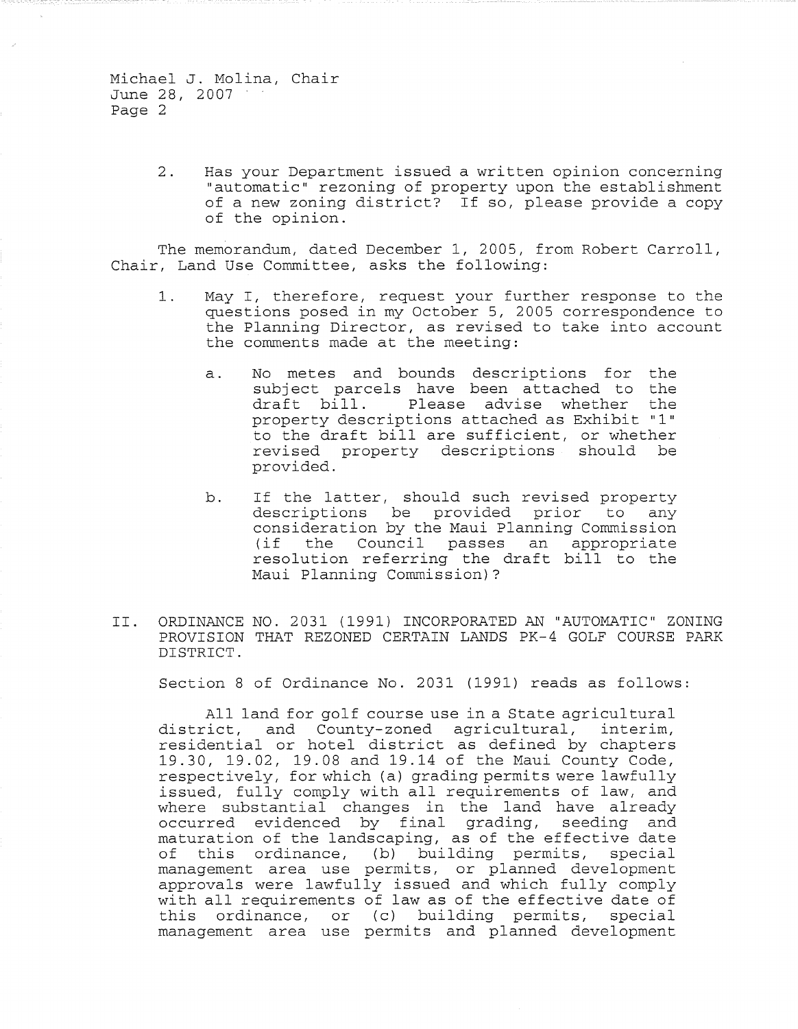2. Has your Department issued a written opinion concerning "automatic" rezoning of property upon the establishment of a new zoning district? If so, please provide a copy of the opinion.

The memorandum, dated December 1, 2005, from Robert Carroll, Chair, Land Use Committee, asks the following:

1. May I, therefore, request your further response to the questions posed in my October 5, 2005 correspondence to the Planning Director, as revised to take into account the comments made at the meeting:

   a. No metes and bounds descriptions for the subject parcels have been attached to the draft bill. Please advise whether the property descriptions attached as Exhibit "1" to the draft bill are sufficient, or whether revised property descriptions should be provided.

   b. If the latter, should such revised property descriptions be provided prior to any consideration by the Maui Planning Commission (if the Council passes an appropriate resolution referring the draft bill to the Maui Planning Commission)?

## II. ORDINANCE NO. 2031 (1991) INCORPORATED AN "AUTOMATIC" ZONING PROVISION THAT REZONED CERTAIN LANDS PK-4 GOLF COURSE PARK DISTRICT.

Section 8 of Ordinance No. 2031 (1991) reads as follows:

> All land for golf course use in a State agricultural district, and County-zoned agricultural, interim, residential or hotel district as defined by chapters 19.30, 19.02, 19.08 and 19.14 of the Maui County Code, respectively, for which (a) grading permits were lawfully issued, fully comply with all requirements of law, and where substantial changes in the land have already occurred evidenced by final grading, seeding and maturation of the landscaping, as of the effective date of this ordinance, (b) building permits, special management area use permits, or planned development approvals were lawfully issued and which fully comply with all requirements of law as of the effective date of this ordinance, or (c) building permits, special management area use permits and planned development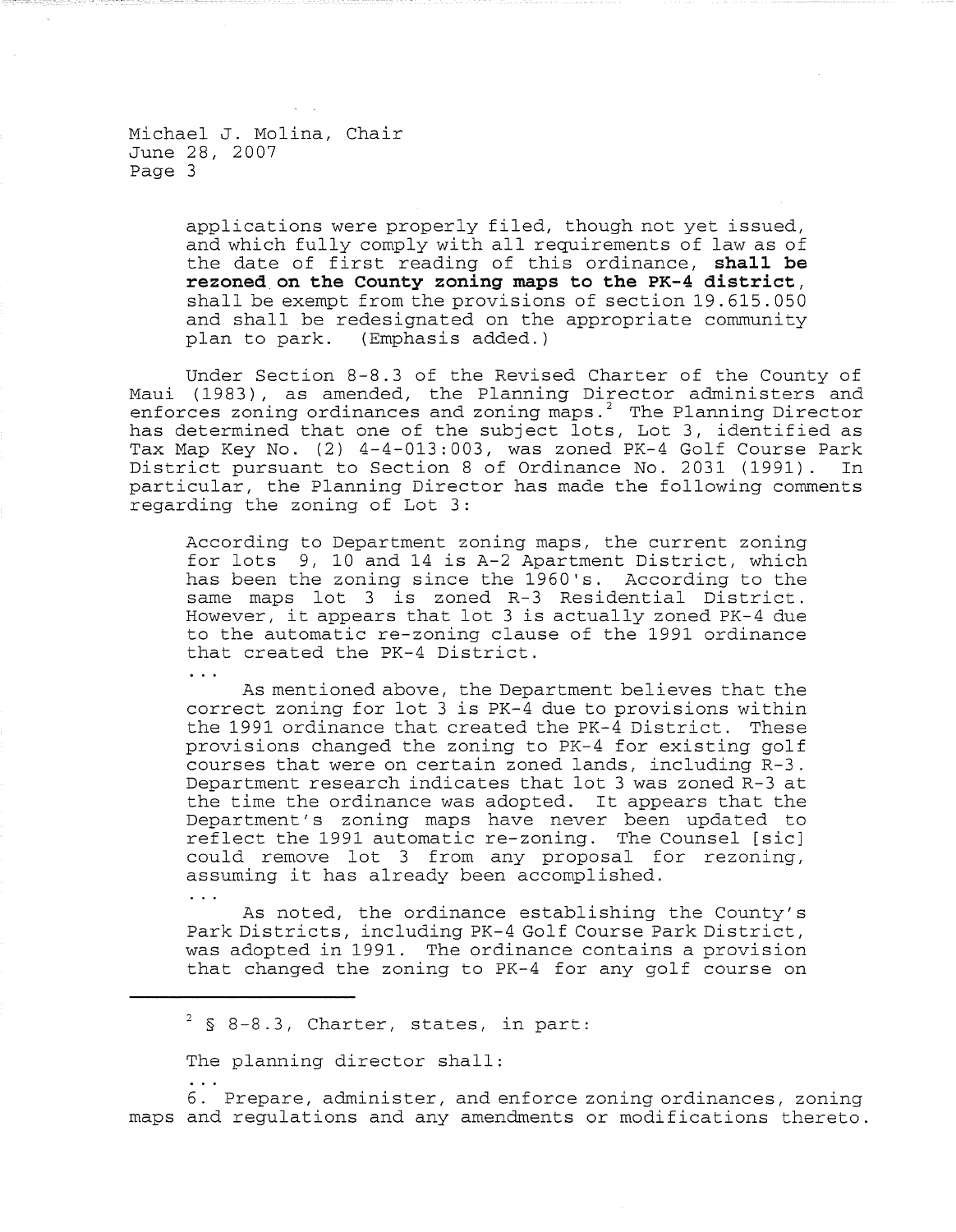applications were properly filed, though not yet issued, and which fully comply with all requirements of law as of the date of first reading of this ordinance, **shall be rezoned on the County zoning maps to the PK-4 district**, shall be exempt from the provisions of section 19.615.050 and shall be redesignated on the appropriate community plan to park. (Emphasis added.)

Under Section 8-8.3 of the Revised Charter of the County of Maui (1983), as amended, the Planning Director administers and enforces zoning ordinances and zoning maps.[2] The Planning Director has determined that one of the subject lots, Lot 3, identified as Tax Map Key No. (2) 4-4-013:003, was zoned PK-4 Golf Course Park District pursuant to Section 8 of Ordinance No. 2031 (1991). In particular, the Planning Director has made the following comments regarding the zoning of Lot 3:

> According to Department zoning maps, the current zoning for lots 9, 10 and 14 is A-2 Apartment District, which has been the zoning since the 1960's. According to the same maps lot 3 is zoned R-3 Residential District. However, it appears that lot 3 is actually zoned PK-4 due to the automatic re-zoning clause of the 1991 ordinance that created the PK-4 District.
>
> . . .
>
> As mentioned above, the Department believes that the correct zoning for lot 3 is PK-4 due to provisions within the 1991 ordinance that created the PK-4 District. These provisions changed the zoning to PK-4 for existing golf courses that were on certain zoned lands, including R-3. Department research indicates that lot 3 was zoned R-3 at the time the ordinance was adopted. It appears that the Department's zoning maps have never been updated to reflect the 1991 automatic re-zoning. The Counsel [sic] could remove lot 3 from any proposal for rezoning, assuming it has already been accomplished.
>
> . . .
>
> As noted, the ordinance establishing the County's Park Districts, including PK-4 Golf Course Park District, was adopted in 1991. The ordinance contains a provision that changed the zoning to PK-4 for any golf course on

---

[2] § 8-8.3, Charter, states, in part:

The planning director shall:

. . .

6. Prepare, administer, and enforce zoning ordinances, zoning maps and regulations and any amendments or modifications thereto.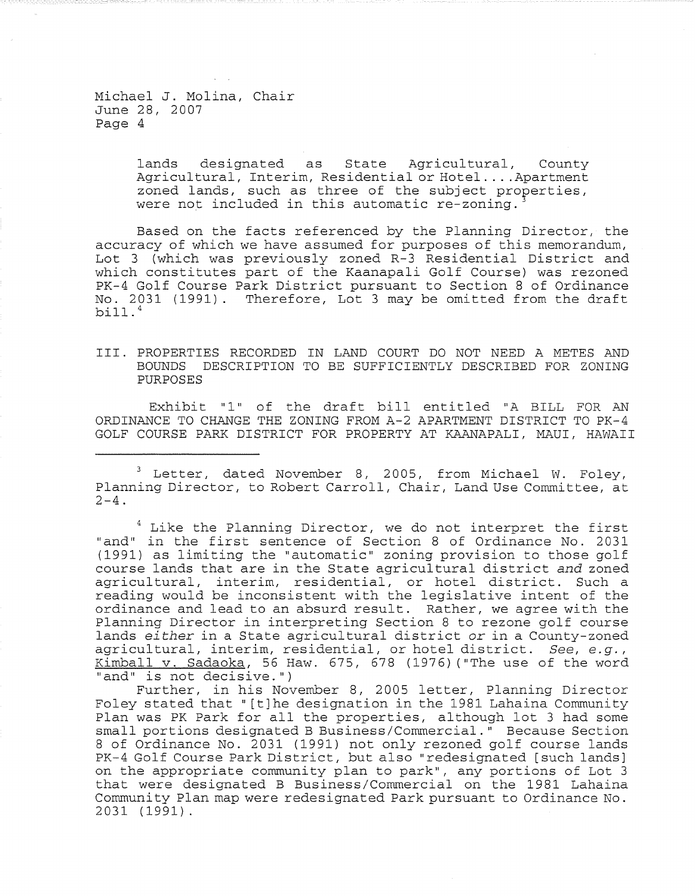Michael J. Molina, Chair
June 28, 2007
Page 4

> lands designated as State Agricultural, County Agricultural, Interim, Residential or Hotel....Apartment zoned lands, such as three of the subject properties, were not included in this automatic re-zoning.[3]

Based on the facts referenced by the Planning Director, the accuracy of which we have assumed for purposes of this memorandum, Lot 3 (which was previously zoned R-3 Residential District and which constitutes part of the Kaanapali Golf Course) was rezoned PK-4 Golf Course Park District pursuant to Section 8 of Ordinance No. 2031 (1991). Therefore, Lot 3 may be omitted from the draft bill.[4]

## III. PROPERTIES RECORDED IN LAND COURT DO NOT NEED A METES AND BOUNDS DESCRIPTION TO BE SUFFICIENTLY DESCRIBED FOR ZONING PURPOSES

Exhibit "1" of the draft bill entitled "A BILL FOR AN ORDINANCE TO CHANGE THE ZONING FROM A-2 APARTMENT DISTRICT TO PK-4 GOLF COURSE PARK DISTRICT FOR PROPERTY AT KAANAPALI, MAUI, HAWAII

---

[3] Letter, dated November 8, 2005, from Michael W. Foley, Planning Director, to Robert Carroll, Chair, Land Use Committee, at 2-4.

[4] Like the Planning Director, we do not interpret the first "and" in the first sentence of Section 8 of Ordinance No. 2031 (1991) as limiting the "automatic" zoning provision to those golf course lands that are in the State agricultural district *and* zoned agricultural, interim, residential, or hotel district. Such a reading would be inconsistent with the legislative intent of the ordinance and lead to an absurd result. Rather, we agree with the Planning Director in interpreting Section 8 to rezone golf course lands *either* in a State agricultural district *or* in a County-zoned agricultural, interim, residential, or hotel district. *See, e.g.*, Kimball v. Sadaoka, 56 Haw. 675, 678 (1976)("The use of the word "and" is not decisive.")

Further, in his November 8, 2005 letter, Planning Director Foley stated that "[t]he designation in the 1981 Lahaina Community Plan was PK Park for all the properties, although lot 3 had some small portions designated B Business/Commercial." Because Section 8 of Ordinance No. 2031 (1991) not only rezoned golf course lands PK-4 Golf Course Park District, but also "redesignated [such lands] on the appropriate community plan to park", any portions of Lot 3 that were designated B Business/Commercial on the 1981 Lahaina Community Plan map were redesignated Park pursuant to Ordinance No. 2031 (1991).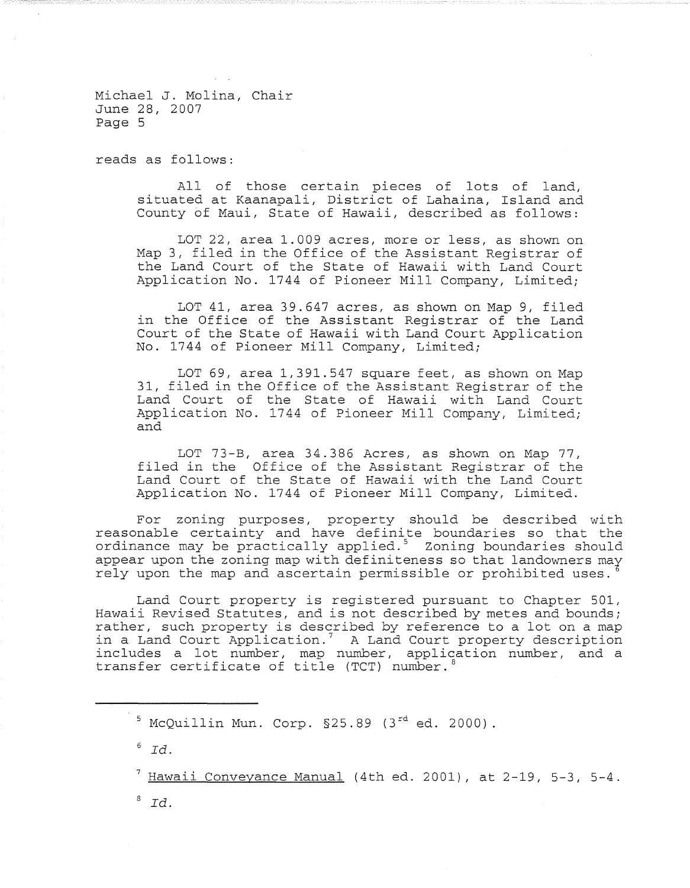reads as follows:

> All of those certain pieces of lots of land, situated at Kaanapali, District of Lahaina, Island and County of Maui, State of Hawaii, described as follows:
>
> LOT 22, area 1.009 acres, more or less, as shown on Map 3, filed in the Office of the Assistant Registrar of the Land Court of the State of Hawaii with Land Court Application No. 1744 of Pioneer Mill Company, Limited;
>
> LOT 41, area 39.647 acres, as shown on Map 9, filed in the Office of the Assistant Registrar of the Land Court of the State of Hawaii with Land Court Application No. 1744 of Pioneer Mill Company, Limited;
>
> LOT 69, area 1,391.547 square feet, as shown on Map 31, filed in the Office of the Assistant Registrar of the Land Court of the State of Hawaii with Land Court Application No. 1744 of Pioneer Mill Company, Limited; and
>
> LOT 73-B, area 34.386 Acres, as shown on Map 77, filed in the Office of the Assistant Registrar of the Land Court of the State of Hawaii with the Land Court Application No. 1744 of Pioneer Mill Company, Limited.

For zoning purposes, property should be described with reasonable certainty and have definite boundaries so that the ordinance may be practically applied.[5] Zoning boundaries should appear upon the zoning map with definiteness so that landowners may rely upon the map and ascertain permissible or prohibited uses.[6]

Land Court property is registered pursuant to Chapter 501, Hawaii Revised Statutes, and is not described by metes and bounds; rather, such property is described by reference to a lot on a map in a Land Court Application.[7] A Land Court property description includes a lot number, map number, application number, and a transfer certificate of title (TCT) number.[8]

---

[5] McQuillin Mun. Corp. §25.89 (3rd ed. 2000).

[6] *Id.*

[7] Hawaii Conveyance Manual (4th ed. 2001), at 2-19, 5-3, 5-4.

[8] *Id.*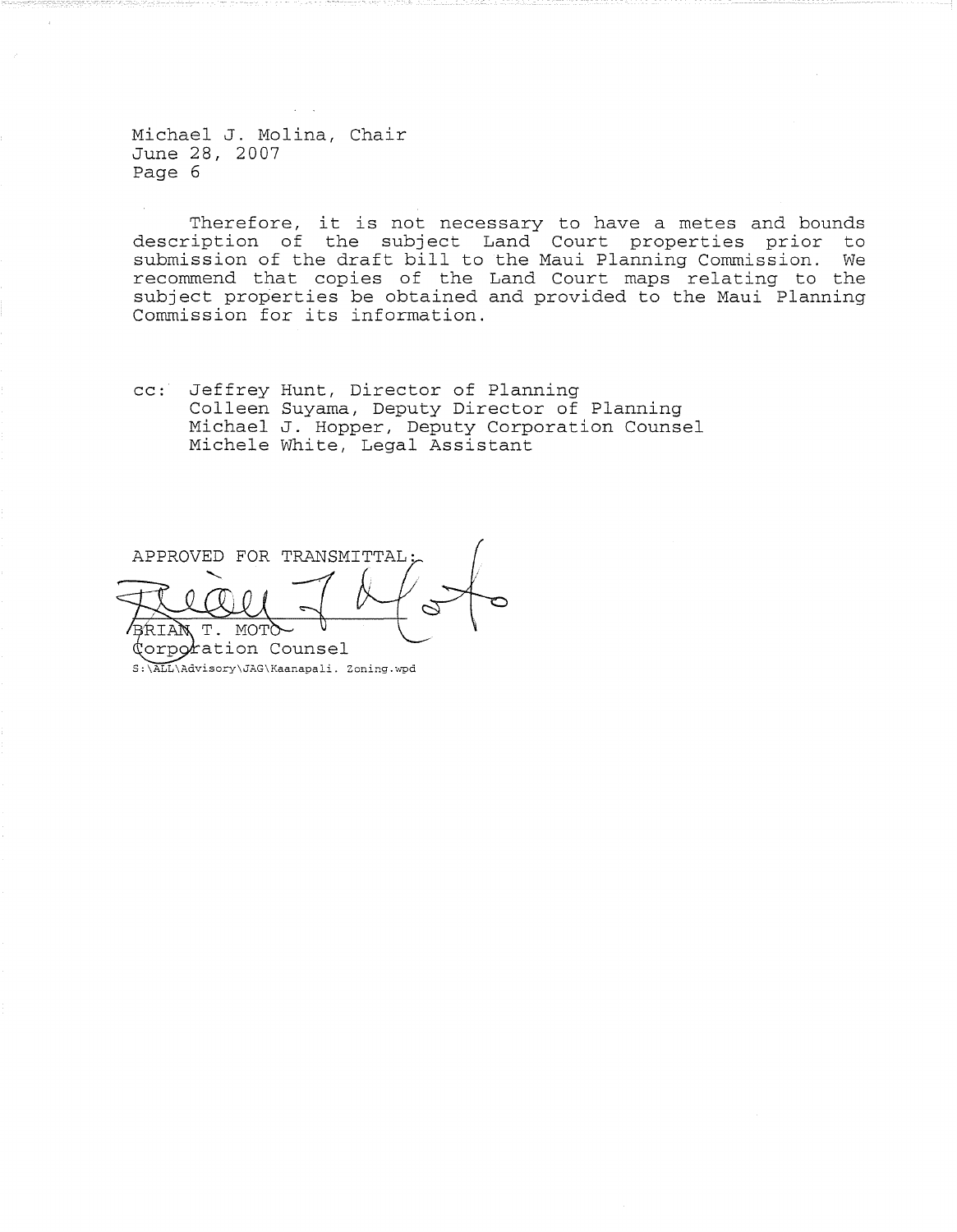Therefore, it is not necessary to have a metes and bounds description of the subject Land Court properties prior to submission of the draft bill to the Maui Planning Commission. We recommend that copies of the Land Court maps relating to the subject properties be obtained and provided to the Maui Planning Commission for its information.

cc: Jeffrey Hunt, Director of Planning
Colleen Suyama, Deputy Director of Planning
Michael J. Hopper, Deputy Corporation Counsel
Michele White, Legal Assistant

APPROVED FOR TRANSMITTAL:

BRIAN T. MOTO
Corporation Counsel

S:\ALL\Advisory\JAG\Kaanapali. Zoning.wpd